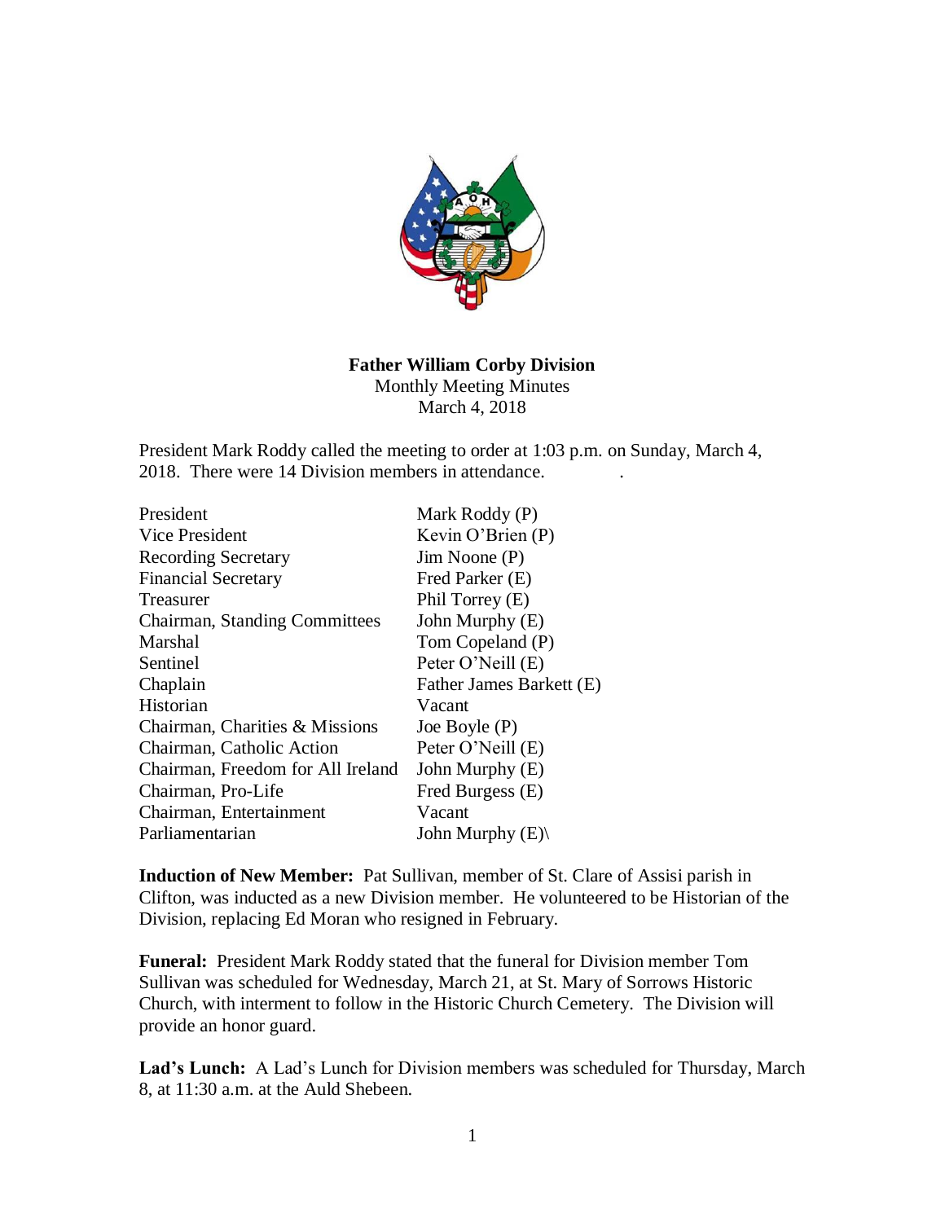**Father William Corby Division**
Monthly Meeting Minutes
March 4, 2018

President Mark Roddy called the meeting to order at 1:03 p.m. on Sunday, March 4, 2018. There were 14 Division members in attendance.

| | |
|---|---|
| President | Mark Roddy (P) |
| Vice President | Kevin O'Brien (P) |
| Recording Secretary | Jim Noone (P) |
| Financial Secretary | Fred Parker (E) |
| Treasurer | Phil Torrey (E) |
| Chairman, Standing Committees | John Murphy (E) |
| Marshal | Tom Copeland (P) |
| Sentinel | Peter O'Neill (E) |
| Chaplain | Father James Barkett (E) |
| Historian | Vacant |
| Chairman, Charities & Missions | Joe Boyle (P) |
| Chairman, Catholic Action | Peter O'Neill (E) |
| Chairman, Freedom for All Ireland | John Murphy (E) |
| Chairman, Pro-Life | Fred Burgess (E) |
| Chairman, Entertainment | Vacant |
| Parliamentarian | John Murphy (E)\ |

**Induction of New Member:** Pat Sullivan, member of St. Clare of Assisi parish in Clifton, was inducted as a new Division member. He volunteered to be Historian of the Division, replacing Ed Moran who resigned in February.

**Funeral:** President Mark Roddy stated that the funeral for Division member Tom Sullivan was scheduled for Wednesday, March 21, at St. Mary of Sorrows Historic Church, with interment to follow in the Historic Church Cemetery. The Division will provide an honor guard.

**Lad's Lunch:** A Lad's Lunch for Division members was scheduled for Thursday, March 8, at 11:30 a.m. at the Auld Shebeen.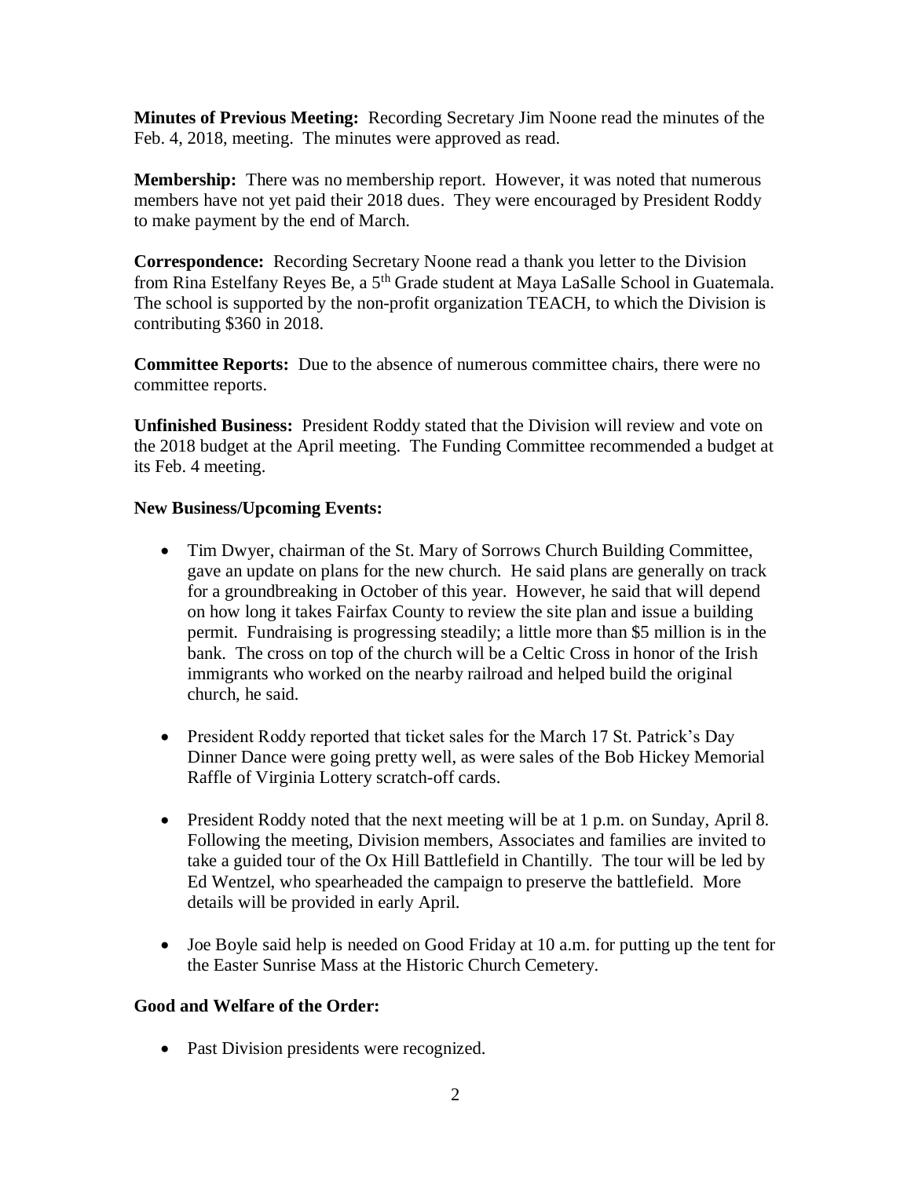**Minutes of Previous Meeting:** Recording Secretary Jim Noone read the minutes of the Feb. 4, 2018, meeting. The minutes were approved as read.

**Membership:** There was no membership report. However, it was noted that numerous members have not yet paid their 2018 dues. They were encouraged by President Roddy to make payment by the end of March.

**Correspondence:** Recording Secretary Noone read a thank you letter to the Division from Rina Estelfany Reyes Be, a 5th Grade student at Maya LaSalle School in Guatemala. The school is supported by the non-profit organization TEACH, to which the Division is contributing $360 in 2018.

**Committee Reports:** Due to the absence of numerous committee chairs, there were no committee reports.

**Unfinished Business:** President Roddy stated that the Division will review and vote on the 2018 budget at the April meeting. The Funding Committee recommended a budget at its Feb. 4 meeting.

**New Business/Upcoming Events:**

- Tim Dwyer, chairman of the St. Mary of Sorrows Church Building Committee, gave an update on plans for the new church. He said plans are generally on track for a groundbreaking in October of this year. However, he said that will depend on how long it takes Fairfax County to review the site plan and issue a building permit. Fundraising is progressing steadily; a little more than $5 million is in the bank. The cross on top of the church will be a Celtic Cross in honor of the Irish immigrants who worked on the nearby railroad and helped build the original church, he said.

- President Roddy reported that ticket sales for the March 17 St. Patrick's Day Dinner Dance were going pretty well, as were sales of the Bob Hickey Memorial Raffle of Virginia Lottery scratch-off cards.

- President Roddy noted that the next meeting will be at 1 p.m. on Sunday, April 8. Following the meeting, Division members, Associates and families are invited to take a guided tour of the Ox Hill Battlefield in Chantilly. The tour will be led by Ed Wentzel, who spearheaded the campaign to preserve the battlefield. More details will be provided in early April.

- Joe Boyle said help is needed on Good Friday at 10 a.m. for putting up the tent for the Easter Sunrise Mass at the Historic Church Cemetery.

**Good and Welfare of the Order:**

- Past Division presidents were recognized.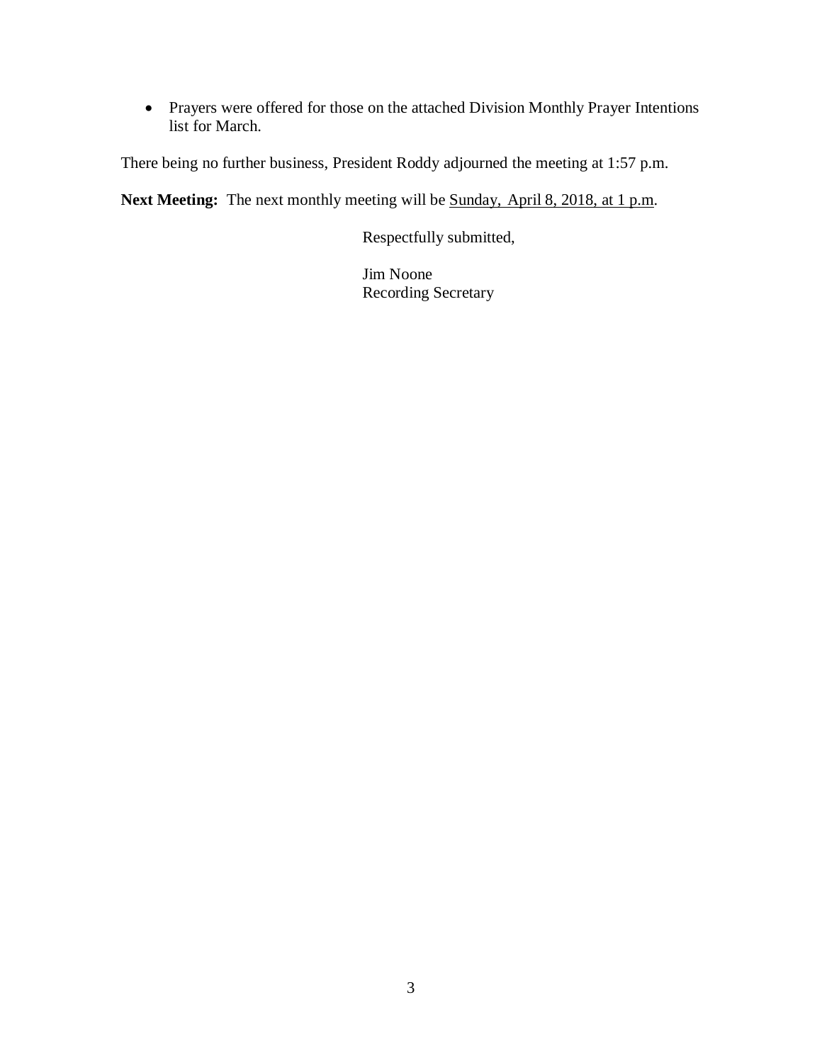- Prayers were offered for those on the attached Division Monthly Prayer Intentions list for March.

There being no further business, President Roddy adjourned the meeting at 1:57 p.m.

**Next Meeting:** The next monthly meeting will be Sunday, April 8, 2018, at 1 p.m.

Respectfully submitted,

Jim Noone
Recording Secretary